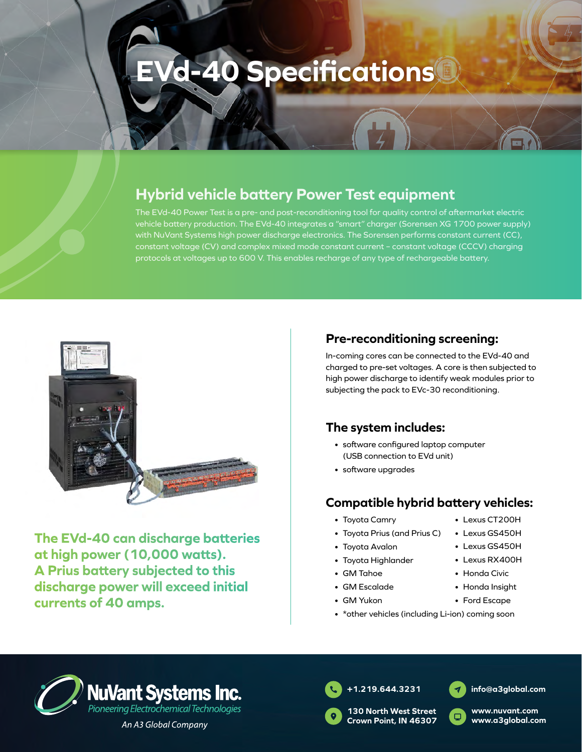# EVd-40 Specifications

## Hybrid vehicle battery Power Test equipment

The EVd-40 Power Test is a pre- and post-reconditioning tool for quality control of aftermarket electric vehicle battery production. The EVd-40 integrates a "smart" charger (Sorensen XG 1700 power supply) with NuVant Systems high power discharge electronics. The Sorensen performs constant current (CC), constant voltage (CV) and complex mixed mode constant current – constant voltage (CCCV) charging protocols at voltages up to 600 V. This enables recharge of any type of rechargeable battery.

**The EVd-40 can discharge batteries at high power (10,000 watts). A Prius battery subjected to this discharge power will exceed initial currents of 40 amps.**

### Pre-reconditioning screening:

In-coming cores can be connected to the EVd-40 and charged to pre-set voltages. A core is then subjected to high power discharge to identify weak modules prior to subjecting the pack to EVc-30 reconditioning.

### The system includes:

- software configured laptop computer (USB connection to EVd unit)
- software upgrades

### Compatible hybrid battery vehicles:

- Toyota Camry
- Toyota Prius (and Prius C)
- Toyota Avalon
- Toyota Highlander
- GM Tahoe
- GM Escalade
- GM Yukon
- Lexus CT200H
- Lexus GS450H
- Lexus GS450H
- Lexus RX400H
- Honda Civic
- Honda Insight
- Ford Escape
- *other vehicles (including Li-ion) coming soon

**NuVant Systems Inc.**
*Pioneering Electrochemical Technologies*
*An A3 Global Company*

+1.219.644.3231
info@a3global.com
130 North West Street
Crown Point, IN 46307
www.nuvant.com
www.a3global.com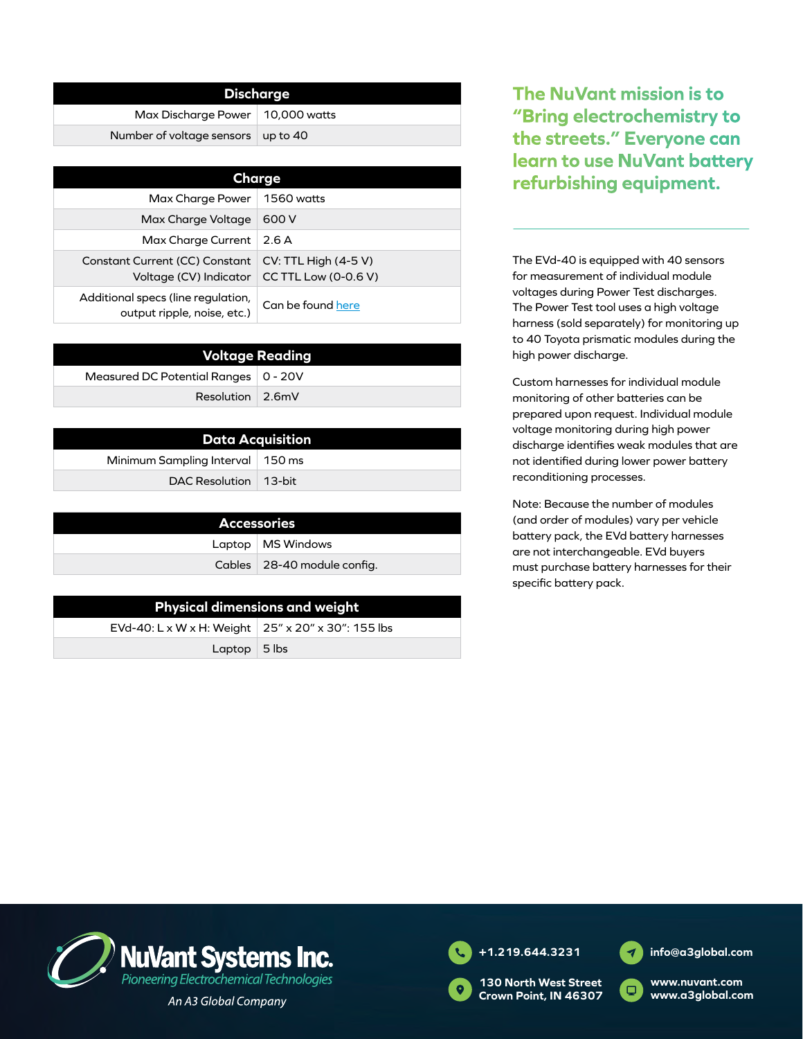| Discharge | |
|---|---|
| Max Discharge Power | 10,000 watts |
| Number of voltage sensors | up to 40 |

| Charge | |
|---|---|
| Max Charge Power | 1560 watts |
| Max Charge Voltage | 600 V |
| Max Charge Current | 2.6 A |
| Constant Current (CC) Constant Voltage (CV) Indicator | CV: TTL High (4-5 V) CC TTL Low (0-0.6 V) |
| Additional specs (line regulation, output ripple, noise, etc.) | Can be found here |

| Voltage Reading | |
|---|---|
| Measured DC Potential Ranges | 0 - 20V |
| Resolution | 2.6mV |

| Data Acquisition | |
|---|---|
| Minimum Sampling Interval | 150 ms |
| DAC Resolution | 13-bit |

| Accessories | |
|---|---|
| Laptop | MS Windows |
| Cables | 28-40 module config. |

| Physical dimensions and weight | |
|---|---|
| EVd-40: L x W x H: Weight | 25" x 20" x 30": 155 lbs |
| Laptop | 5 lbs |

## The NuVant mission is to "Bring electrochemistry to the streets." Everyone can learn to use NuVant battery refurbishing equipment.

The EVd-40 is equipped with 40 sensors for measurement of individual module voltages during Power Test discharges. The Power Test tool uses a high voltage harness (sold separately) for monitoring up to 40 Toyota prismatic modules during the high power discharge.

Custom harnesses for individual module monitoring of other batteries can be prepared upon request. Individual module voltage monitoring during high power discharge identifies weak modules that are not identified during lower power battery reconditioning processes.

Note: Because the number of modules (and order of modules) vary per vehicle battery pack, the EVd battery harnesses are not interchangeable. EVd buyers must purchase battery harnesses for their specific battery pack.

**NuVant Systems Inc.**
*Pioneering Electrochemical Technologies*
*An A3 Global Company*

+1.219.644.3231
130 North West Street
Crown Point, IN 46307
info@a3global.com
www.nuvant.com
www.a3global.com